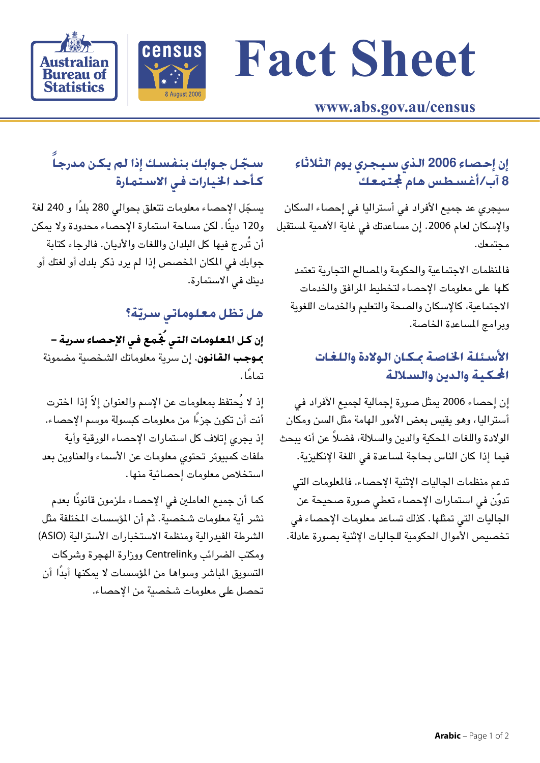# Fact Sheet

www.abs.gov.au/census

## إن إحصاء 2006 الذي سيجري يوم الثلاثاء 8 آب/أغسطس هام لمجتمعك

سيجري عد جميع الأفراد في أستراليا في إحصاء السكان والإسكان لعام 2006. إن مساعدتك في غاية الأهمية لمستقبل مجتمعك.

فالمنظمات الاجتماعية والحكومة والمصالح التجارية تعتمد كلها على معلومات الإحصاء لتخطيط المرافق والخدمات الاجتماعية، كالإسكان والصحة والتعليم والخدمات اللغوية وبرامج المساعدة الخاصة.

## الأسئلة الخاصة بمكان الولادة واللغات المحكية والدين والسلالة

إن إحصاء 2006 يمثل صورة إجمالية لجميع الأفراد في أستراليا، وهو يقيس بعض الأمور الهامة مثل السن ومكان الولادة واللغات المحكية والدين والسلالة، فضلاً عن أنه يبحث فيما إذا كان الناس بحاجة لمساعدة في اللغة الإنكليزية.

تدعم منظمات الجاليات الإثنية الإحصاء. فالمعلومات التي تدوّن في استمارات الإحصاء تعطي صورة صحيحة عن الجاليات التي تمثلها. كذلك تساعد معلومات الإحصاء في تخصيص الأموال الحكومية للجاليات الإثنية بصورة عادلة.

## سجّل جوابك بنفسك إذا لم يكن مدرجاً كأحد الخيارات في الاستمارة

يسجّل الإحصاء معلومات تتعلق بحوالي 280 بلدًا و 240 لغة و120 دينًا. لكن مساحة استمارة الإحصاء محدودة ولا يمكن أن تُدرج فيها كل البلدان واللغات والأديان. فالرجاء كتابة جوابك في المكان المخصص إذا لم يرد ذكر بلدك أو لغتك أو دينك في الاستمارة.

## هل تظل معلوماتي سريّة؟

**إن كل المعلومات التي تُجمع في الإحصاء سرية – بموجب القانون**. إن سرية معلوماتك الشخصية مضمونة تمامًا.

إذ لا يُحتفظ بمعلومات عن الإسم والعنوان إلاّ إذا اخترت أنت أن تكون جزءًا من معلومات كبسولة موسم الإحصاء. إذ يجري إتلاف كل استمارات الإحصاء الورقية وأية ملفات كمبيوتر تحتوي معلومات عن الأسماء والعناوين بعد استخلاص معلومات إحصائية منها.

كما أن جميع العاملين في الإحصاء ملزمون قانونًا بعدم نشر أية معلومات شخصية. ثم أن المؤسسات المختلفة مثل الشرطة الفيدرالية ومنظمة الاستخبارات الأسترالية (ASIO) ومكتب الضرائب وCentrelink ووزارة الهجرة وشركات التسويق المباشر وسواها من المؤسسات لا يمكنها أبدًا أن تحصل على معلومات شخصية من الإحصاء.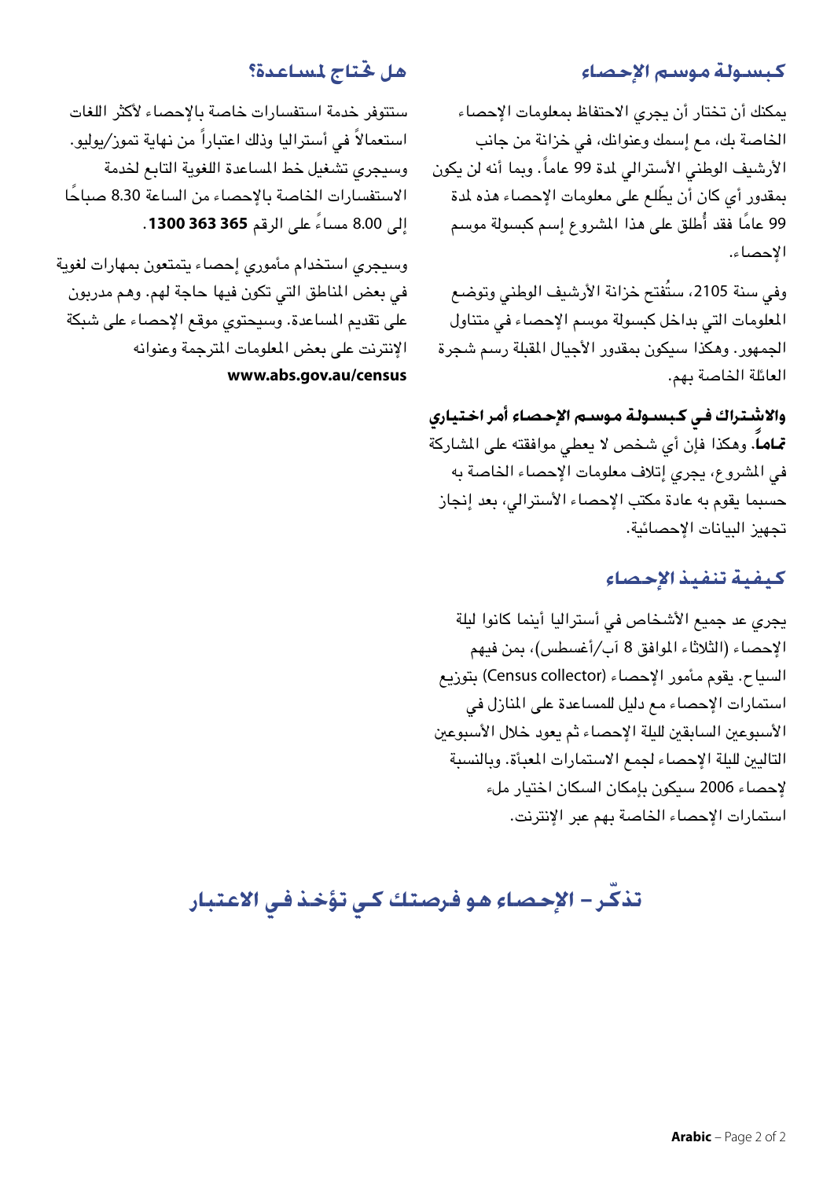## كبسولة موسم الإحصاء

يمكنك أن تختار أن يجري الاحتفاظ بمعلومات الإحصاء الخاصة بك، مع إسمك وعنوانك، في خزانة من جانب الأرشيف الوطني الأسترالي لمدة 99 عاماً. وبما أنه لن يكون بمقدور أي كان أن يطّلع على معلومات الإحصاء هذه لمدة 99 عامًا فقد أُطلق على هذا المشروع إسم كبسولة موسم الإحصاء.

وفي سنة 2105، ستُفتح خزانة الأرشيف الوطني وتوضع المعلومات التي بداخل كبسولة موسم الإحصاء في متناول الجمهور. وهكذا سيكون بمقدور الأجيال المقبلة رسم شجرة العائلة الخاصة بهم.

**والاشتراك في كبسولة موسم الإحصاء أمر اختياري *تماماً*.** وهكذا فإن أي شخص لا يعطي موافقته على المشاركة في المشروع، يجري إتلاف معلومات الإحصاء الخاصة به حسبما يقوم به عادة مكتب الإحصاء الأسترالي، بعد إنجاز تجهيز البيانات الإحصائية.

## كيفية تنفيذ الإحصاء

يجري عد جميع الأشخاص في أستراليا أينما كانوا ليلة الإحصاء (الثلاثاء الموافق 8 آب/أغسطس)، بمن فيهم السياح. يقوم مأمور الإحصاء (Census collector) بتوزيع استمارات الإحصاء مع دليل للمساعدة على المنازل في الأسبوعين السابقين لليلة الإحصاء ثم يعود خلال الأسبوعين التاليين لليلة الإحصاء لجمع الاستمارات المعبأة. وبالنسبة لإحصاء 2006 سيكون بإمكان السكان اختيار ملء استمارات الإحصاء الخاصة بهم عبر الإنترنت.

## هل تحتاج لمساعدة؟

ستتوفر خدمة استفسارات خاصة بالإحصاء لأكثر اللغات استعمالاً في أستراليا وذلك اعتباراً من نهاية تموز/يوليو. وسيجري تشغيل خط المساعدة اللغوية التابع لخدمة الاستفسارات الخاصة بالإحصاء من الساعة 8.30 صباحًا إلى 8.00 مساءً على الرقم **1300 363 365**.

وسيجري استخدام مأموري إحصاء يتمتعون بمهارات لغوية في بعض المناطق التي تكون فيها حاجة لهم. وهم مدربون على تقديم المساعدة. وسيحتوي موقع الإحصاء على شبكة الإنترنت على بعض المعلومات المترجمة وعنوانه **www.abs.gov.au/census**

## تذكّر – الإحصاء هو فرصتك كي تؤخذ في الاعتبار